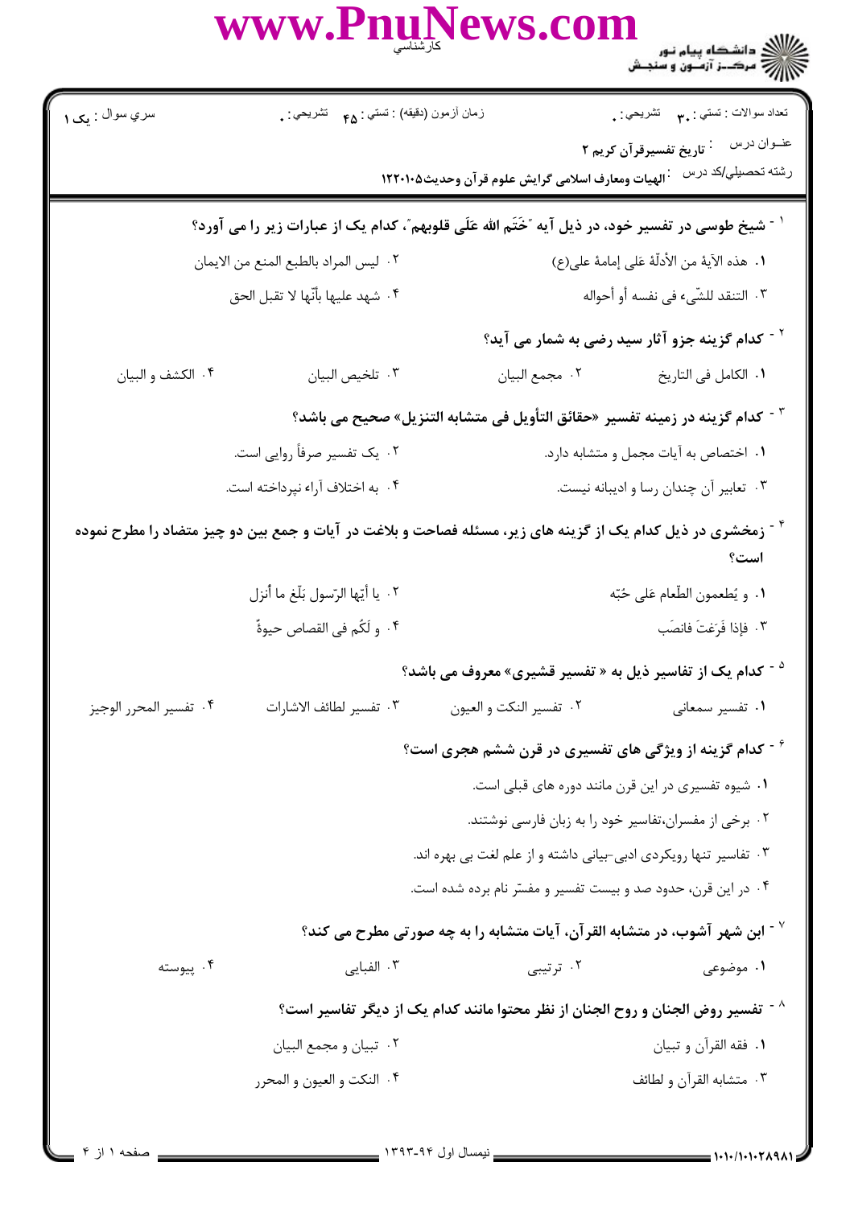سري سوال : یک ۱

زمان آزمون (دقیقه) : تستي : ۴۵ تشريحي : ۰

تعداد سوالات : تستي : ۳۰ تشريحي : ۰

عنـوان درس : تاریخ تفسیرقرآن کریم ۲

رشته تحصيلي/کد درس : الهیات ومعارف اسلامی گرایش علوم قرآن وحدیث۱۲۲۰۱۰۵

۱- شیخ طوسی در تفسیر خود، در ذیل آیه "خَتَم الله عَلَی قلوبهم"، کدام یک از عبارات زیر را می آورد؟

۱. هذه الآیة من الأدلّة عَلی إمامة علی(ع)

۲. لیس المراد بالطبع المنع من الایمان

۳. التنقد للشّیء فی نفسه أو أحواله

۴. شهد علیها بأنّها لا تقبل الحق

۲- کدام گزینه جزو آثار سید رضی به شمار می آید؟

۱. الکامل فی التاریخ

۲. مجمع البیان

۳. تلخیص البیان

۴. الکشف و البیان

۳- کدام گزینه در زمینه تفسیر «حقائق التأویل فی متشابه التنزیل» صحیح می باشد؟

۱. اختصاص به آیات مجمل و متشابه دارد.

۲. یک تفسیر صرفاً روایی است.

۳. تعابیر آن چندان رسا و ادیبانه نیست.

۴. به اختلاف آراء نپرداخته است.

۴- زمخشری در ذیل کدام یک از گزینه های زیر، مسئله فصاحت و بلاغت در آیات و جمع بین دو چیز متضاد را مطرح نموده است؟

۱. و یُطعمون الطّعام عَلی حُبّه

۲. یا أیّها الرّسول بَلّغ ما أُنزل

۳. فإذا فَرَغتَ فانصَب

۴. و لَکُم فی القصاص حیوةٌ

۵- کدام یک از تفاسیر ذیل به « تفسیر قشیری» معروف می باشد؟

۱. تفسیر سمعانی

۲. تفسیر النکت و العیون

۳. تفسیر لطائف الاشارات

۴. تفسیر المحرر الوجیز

۶- کدام گزینه از ویژگی های تفسیری در قرن ششم هجری است؟

۱. شیوه تفسیری در این قرن مانند دوره های قبلی است.

۲. برخی از مفسران،تفاسیر خود را به زبان فارسی نوشتند.

۳. تفاسیر تنها رویکردی ادبی-بیانی داشته و از علم لغت بی بهره اند.

۴. در این قرن، حدود صد و بیست تفسیر و مفسّر نام برده شده است.

۷- ابن شهر آشوب، در متشابه القرآن، آیات متشابه را به چه صورتی مطرح می کند؟

۱. موضوعی

۲. ترتیبی

۳. الفبایی

۴. پیوسته

۸- تفسیر روض الجنان و روح الجنان از نظر محتوا مانند کدام یک از دیگر تفاسیر است؟

۱. فقه القرآن و تبیان

۲. تبیان و مجمع البیان

۳. متشابه القرآن و لطائف

۴. النکت و العیون و المحرر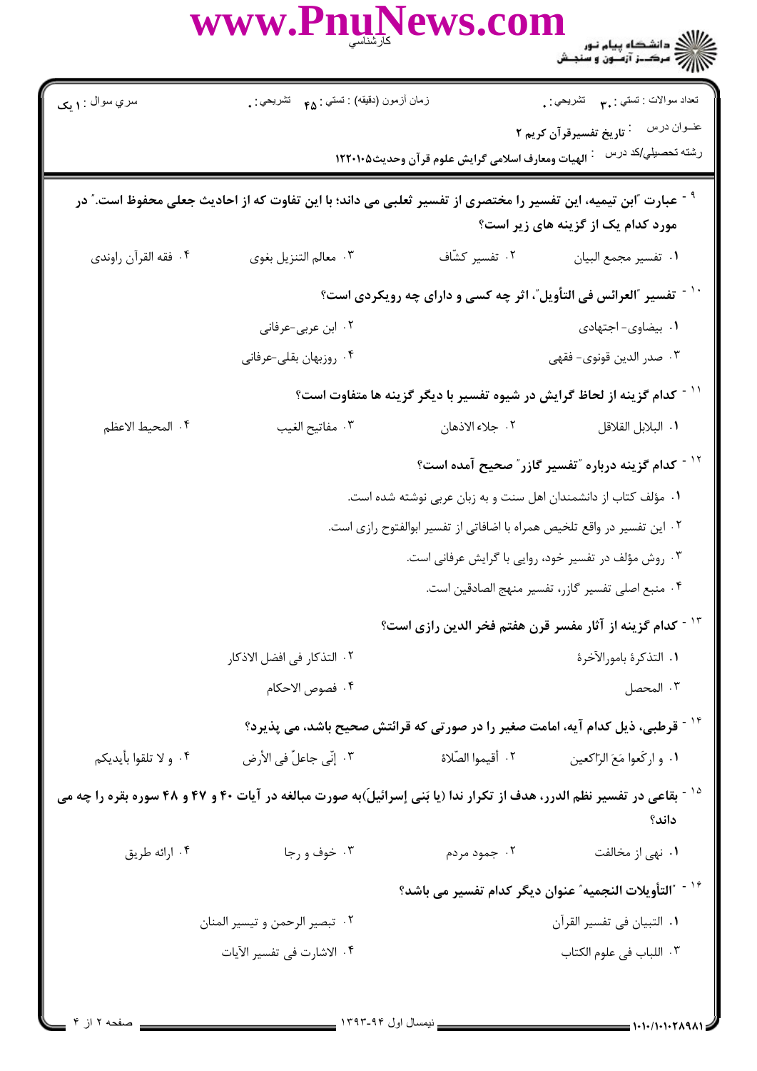سري سوال : ۱ یک | زمان آزمون (دقیقه) : تستی : ۴۵ تشریحی : ۰ | تعداد سوالات : تستی : ۳۰ تشریحی : ۰

عنوان درس : تاریخ تفسیرقرآن کریم ۲

رشته تحصیلی/کد درس : الهیات ومعارف اسلامی گرایش علوم قرآن وحدیث۱۲۲۰۱۰۵

۹- عبارت "ابن تیمیه، این تفسیر را مختصری از تفسیر ثعلبی می داند؛ با این تفاوت که از احادیث جعلی محفوظ است." در مورد کدام یک از گزینه های زیر است؟

۱. تفسیر مجمع البیان
۲. تفسیر کشّاف
۳. معالم التنزیل بغوی
۴. فقه القرآن راوندی

۱۰- تفسیر "العرائس فی التأویل"، اثر چه کسی و دارای چه رویکردی است؟

۱. بیضاوی- اجتهادی
۲. ابن عربی-عرفانی
۳. صدر الدین قونوی- فقهی
۴. روزبهان بقلی-عرفانی

۱۱- کدام گزینه از لحاظ گرایش در شیوه تفسیر با دیگر گزینه ها متفاوت است؟

۱. البلابل القلاقل
۲. جلاء الاذهان
۳. مفاتیح الغیب
۴. المحیط الاعظم

۱۲- کدام گزینه درباره "تفسیر گازر" صحیح آمده است؟

۱. مؤلف کتاب از دانشمندان اهل سنت و به زبان عربی نوشته شده است.
۲. این تفسیر در واقع تلخیص همراه با اضافاتی از تفسیر ابوالفتوح رازی است.
۳. روش مؤلف در تفسیر خود، روایی با گرایش عرفانی است.
۴. منبع اصلی تفسیر گازر، تفسیر منهج الصادقین است.

۱۳- کدام گزینه از آثار مفسر قرن هفتم فخر الدین رازی است؟

۱. التذکرة باموالآخرة
۲. التذکار فی افضل الاذکار
۳. المحصل
۴. فصوص الاحکام

۱۴- قرطبی، ذیل کدام آیه، امامت صغیر را در صورتی که قرائتش صحیح باشد، می پذیرد؟

۱. و ارکَعوا مَعَ الرّاکعین
۲. أقیموا الصّلاة
۳. إنّی جاعلٌ فی الأرض
۴. و لا تلقوا بأیدیکم

۱۵- بقاعی در تفسیر نظم الدرر، هدف از تکرار ندا (یا بَنی إسرائیلَ)به صورت مبالغه در آیات ۴۰ و ۴۷ و ۴۸ سوره بقره را چه می داند؟

۱. نهی از مخالفت
۲. جمود مردم
۳. خوف و رجا
۴. ارائه طریق

۱۶- "التأویلات النجمیه" عنوان دیگر کدام تفسیر می باشد؟

۱. التبیان فی تفسیر القرآن
۲. تبصیر الرحمن و تیسیر المنان
۳. اللباب فی علوم الکتاب
۴. الاشارت فی تفسیر الآیات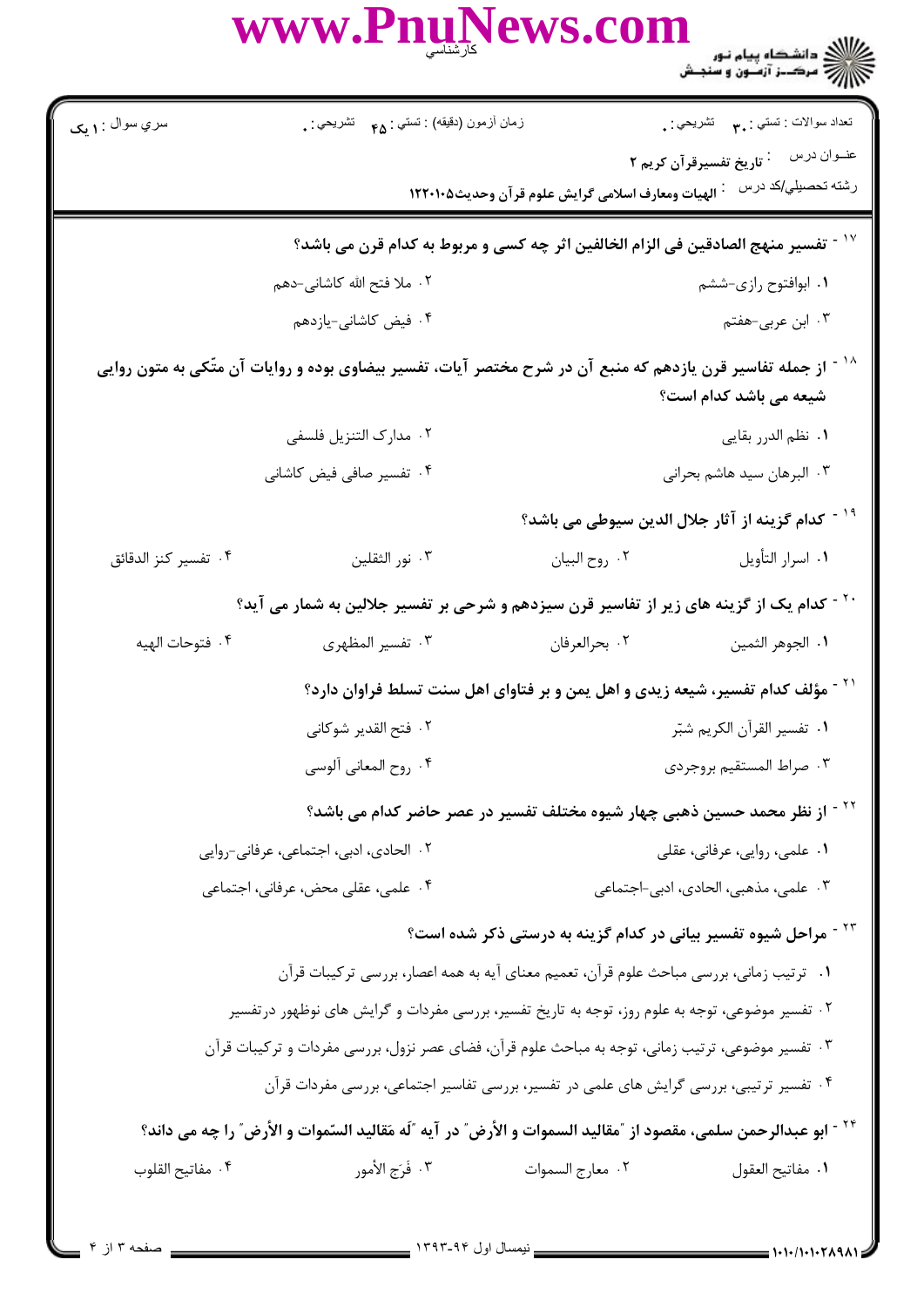۱۷ - تفسیر منهج الصادقین فی الزام الخالفین اثر چه کسی و مربوط به کدام قرن می باشد؟

۱. ابوالفتوح رازی-ششم
۲. ملا فتح الله کاشانی-دهم
۳. ابن عربی-هفتم
۴. فیض کاشانی-یازدهم

۱۸ - از جمله تفاسیر قرن یازدهم که منبع آن در شرح مختصر آیات، تفسیر بیضاوی بوده و روایات آن متّکی به متون روایی شیعه می باشد کدام است؟

۱. نظم الدرر بقایی
۲. مدارک التنزیل فلسفی
۳. البرهان سید هاشم بحرانی
۴. تفسیر صافی فیض کاشانی

۱۹ - کدام گزینه از آثار جلال الدین سیوطی می باشد؟

۱. اسرار التأویل
۲. روح البیان
۳. نور الثقلین
۴. تفسیر کنز الدقائق

۲۰ - کدام یک از گزینه های زیر از تفاسیر قرن سیزدهم و شرحی بر تفسیر جلالین به شمار می آید؟

۱. الجوهر الثمین
۲. بحرالعرفان
۳. تفسیر المظهری
۴. فتوحات الهیه

۲۱ - مؤلف کدام تفسیر، شیعه زیدی و اهل یمن و بر فتاوای اهل سنت تسلط فراوان دارد؟

۱. تفسیر القرآن الکریم شبّر
۲. فتح القدیر شوکانی
۳. صراط المستقیم بروجردی
۴. روح المعانی آلوسی

۲۲ - از نظر محمد حسین ذهبی چهار شیوه مختلف تفسیر در عصر حاضر کدام می باشد؟

۱. علمی، روایی، عرفانی، عقلی
۲. الحادی، ادبی، اجتماعی، عرفانی-روایی
۳. علمی، مذهبی، الحادی، ادبی-اجتماعی
۴. علمی، عقلی محض، عرفانی، اجتماعی

۲۳ - مراحل شیوه تفسیر بیانی در کدام گزینه به درستی ذکر شده است؟

۱. ترتیب زمانی، بررسی مباحث علوم قرآن، تعمیم معنای آیه به همه اعصار، بررسی ترکیبات قرآن
۲. تفسیر موضوعی، توجه به علوم روز، توجه به تاریخ تفسیر، بررسی مفردات و گرایش های نوظهور درتفسیر
۳. تفسیر موضوعی، ترتیب زمانی، توجه به مباحث علوم قرآن، فضای عصر نزول، بررسی مفردات و ترکیبات قرآن
۴. تفسیر ترتیبی، بررسی گرایش های علمی در تفسیر، بررسی تفاسیر اجتماعی، بررسی مفردات قرآن

۲۴ - ابو عبدالرحمن سلمی، مقصود از "مقالید السموات و الأرض" در آیه "لَه مَقالید السّموات و الأرض" را چه می داند؟

۱. مفاتیح العقول
۲. معارج السموات
۳. فَرَج الأمور
۴. مفاتیح القلوب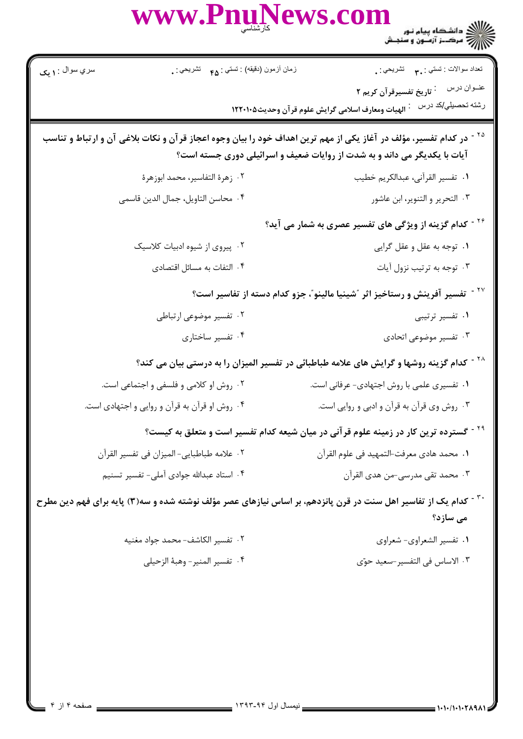۲۵ - در کدام تفسیر، مؤلف در آغاز یکی از مهم ترین اهداف خود را بیان وجوه اعجاز قرآن و نکات بلاغی آن و ارتباط و تناسب آیات با یکدیگر می داند و به شدت از روایات ضعیف و اسرائیلی دوری جسته است؟

۱. تفسیر القرآنی، عبدالکریم خطیب

۲. زهرة التفاسیر، محمد ابوزهرة

۳. التحریر و التنویر، ابن عاشور

۴. محاسن التاویل، جمال الدین قاسمی

۲۶ - کدام گزینه از ویژگی های تفسیر عصری به شمار می آید؟

۱. توجه به عقل و عقل گرایی

۲. پیروی از شیوه ادبیات کلاسیک

۳. توجه به ترتیب نزول آیات

۴. التفات به مسائل اقتصادی

۲۷ - تفسیر آفرینش و رستاخیز اثر "شینیا مالینو"، جزو کدام دسته از تفاسیر است؟

۱. تفسیر ترتیبی

۲. تفسیر موضوعی ارتباطی

۳. تفسیر موضوعی اتحادی

۴. تفسیر ساختاری

۲۸ - کدام گزینه روشها و گرایش های علامه طباطبائی در تفسیر المیزان را به درستی بیان می کند؟

۱. تفسیری علمی با روش اجتهادی- عرفانی است.

۲. روش او کلامی و فلسفی و اجتماعی است.

۳. روش وی قرآن به قرآن و ادبی و روایی است.

۴. روش او قرآن به قرآن و روایی و اجتهادی است.

۲۹ - گسترده ترین کار در زمینه علوم قرآنی در میان شیعه کدام تفسیر است و متعلق به کیست؟

۱. محمد هادی معرفت-التمهید فی علوم القرآن

۲. علامه طباطبایی- المیزان فی تفسیر القرآن

۳. محمد تقی مدرسی-من هدی القرآن

۴. استاد عبدالله جوادی آملی- تفسیر تسنیم

۳۰ - کدام یک از تفاسیر اهل سنت در قرن پانزدهم، بر اساس نیازهای عصر مؤلف نوشته شده و سه(۳) پایه برای فهم دین مطرح می سازد؟

۱. تفسیر الشعراوی- شعراوی

۲. تفسیر الکاشف- محمد جواد مغنیه

۳. الاساس فی التفسیر-سعید حوّی

۴. تفسیر المنیر- وهبة الزحیلی